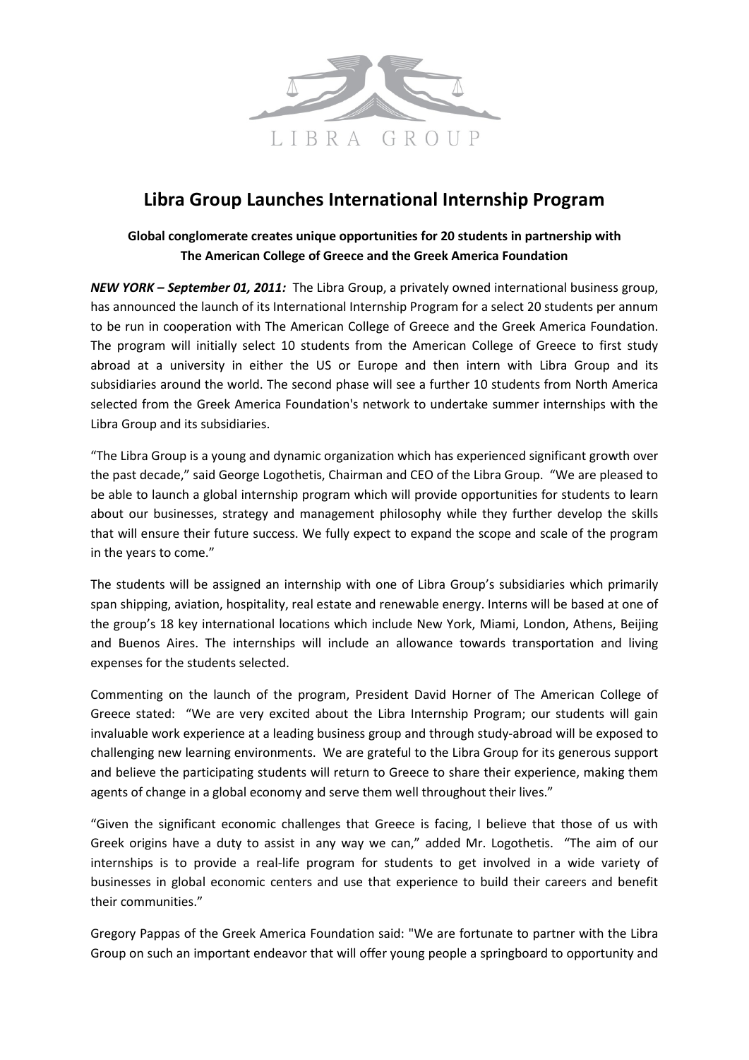LIBRA GROUP

# Libra Group Launches International Internship Program

### Global conglomerate creates unique opportunities for 20 students in partnership with The American College of Greece and the Greek America Foundation

***NEW YORK – September 01, 2011:*** The Libra Group, a privately owned international business group, has announced the launch of its International Internship Program for a select 20 students per annum to be run in cooperation with The American College of Greece and the Greek America Foundation. The program will initially select 10 students from the American College of Greece to first study abroad at a university in either the US or Europe and then intern with Libra Group and its subsidiaries around the world. The second phase will see a further 10 students from North America selected from the Greek America Foundation's network to undertake summer internships with the Libra Group and its subsidiaries.

"The Libra Group is a young and dynamic organization which has experienced significant growth over the past decade," said George Logothetis, Chairman and CEO of the Libra Group. "We are pleased to be able to launch a global internship program which will provide opportunities for students to learn about our businesses, strategy and management philosophy while they further develop the skills that will ensure their future success. We fully expect to expand the scope and scale of the program in the years to come."

The students will be assigned an internship with one of Libra Group's subsidiaries which primarily span shipping, aviation, hospitality, real estate and renewable energy. Interns will be based at one of the group's 18 key international locations which include New York, Miami, London, Athens, Beijing and Buenos Aires. The internships will include an allowance towards transportation and living expenses for the students selected.

Commenting on the launch of the program, President David Horner of The American College of Greece stated: "We are very excited about the Libra Internship Program; our students will gain invaluable work experience at a leading business group and through study-abroad will be exposed to challenging new learning environments. We are grateful to the Libra Group for its generous support and believe the participating students will return to Greece to share their experience, making them agents of change in a global economy and serve them well throughout their lives."

"Given the significant economic challenges that Greece is facing, I believe that those of us with Greek origins have a duty to assist in any way we can," added Mr. Logothetis. "The aim of our internships is to provide a real-life program for students to get involved in a wide variety of businesses in global economic centers and use that experience to build their careers and benefit their communities."

Gregory Pappas of the Greek America Foundation said: "We are fortunate to partner with the Libra Group on such an important endeavor that will offer young people a springboard to opportunity and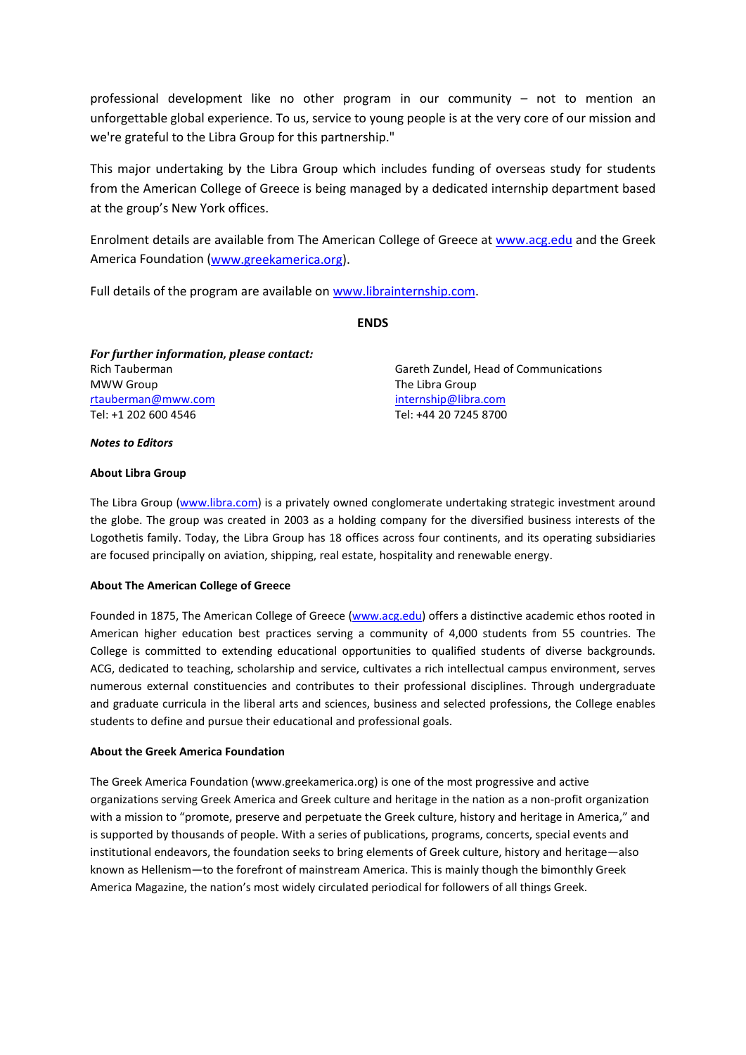professional development like no other program in our community – not to mention an unforgettable global experience. To us, service to young people is at the very core of our mission and we're grateful to the Libra Group for this partnership."

This major undertaking by the Libra Group which includes funding of overseas study for students from the American College of Greece is being managed by a dedicated internship department based at the group's New York offices.

Enrolment details are available from The American College of Greece at www.acg.edu and the Greek America Foundation (www.greekamerica.org).

Full details of the program are available on www.librainternship.com.

**ENDS**

***For further information, please contact:***

Rich Tauberman
MWW Group
rtauberman@mww.com
Tel: +1 202 600 4546

Gareth Zundel, Head of Communications
The Libra Group
internship@libra.com
Tel: +44 20 7245 8700

***Notes to Editors***

**About Libra Group**

The Libra Group (www.libra.com) is a privately owned conglomerate undertaking strategic investment around the globe. The group was created in 2003 as a holding company for the diversified business interests of the Logothetis family. Today, the Libra Group has 18 offices across four continents, and its operating subsidiaries are focused principally on aviation, shipping, real estate, hospitality and renewable energy.

**About The American College of Greece**

Founded in 1875, The American College of Greece (www.acg.edu) offers a distinctive academic ethos rooted in American higher education best practices serving a community of 4,000 students from 55 countries. The College is committed to extending educational opportunities to qualified students of diverse backgrounds. ACG, dedicated to teaching, scholarship and service, cultivates a rich intellectual campus environment, serves numerous external constituencies and contributes to their professional disciplines. Through undergraduate and graduate curricula in the liberal arts and sciences, business and selected professions, the College enables students to define and pursue their educational and professional goals.

**About the Greek America Foundation**

The Greek America Foundation (www.greekamerica.org) is one of the most progressive and active organizations serving Greek America and Greek culture and heritage in the nation as a non-profit organization with a mission to "promote, preserve and perpetuate the Greek culture, history and heritage in America," and is supported by thousands of people. With a series of publications, programs, concerts, special events and institutional endeavors, the foundation seeks to bring elements of Greek culture, history and heritage—also known as Hellenism—to the forefront of mainstream America. This is mainly though the bimonthly Greek America Magazine, the nation's most widely circulated periodical for followers of all things Greek.